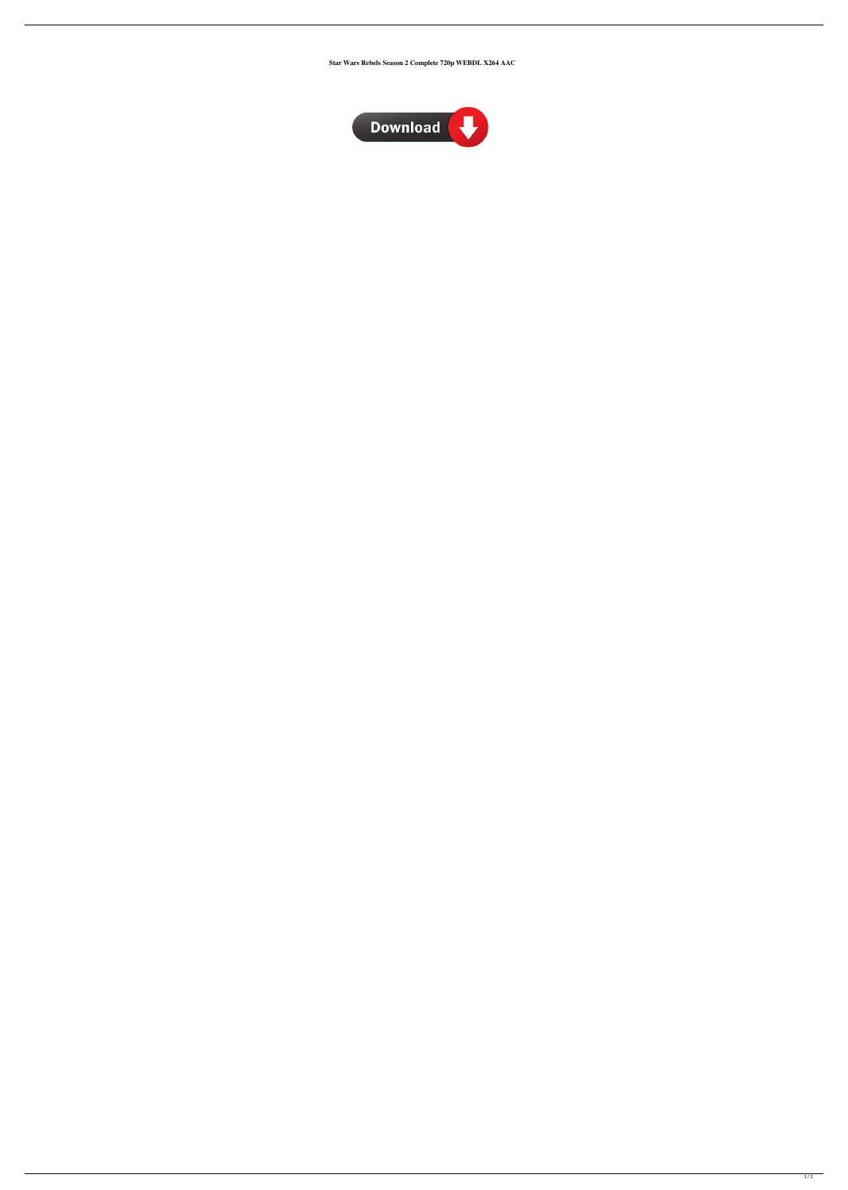**Star Wars Rebels Season 2 Complete 720p WEBDL X264 AAC**

Download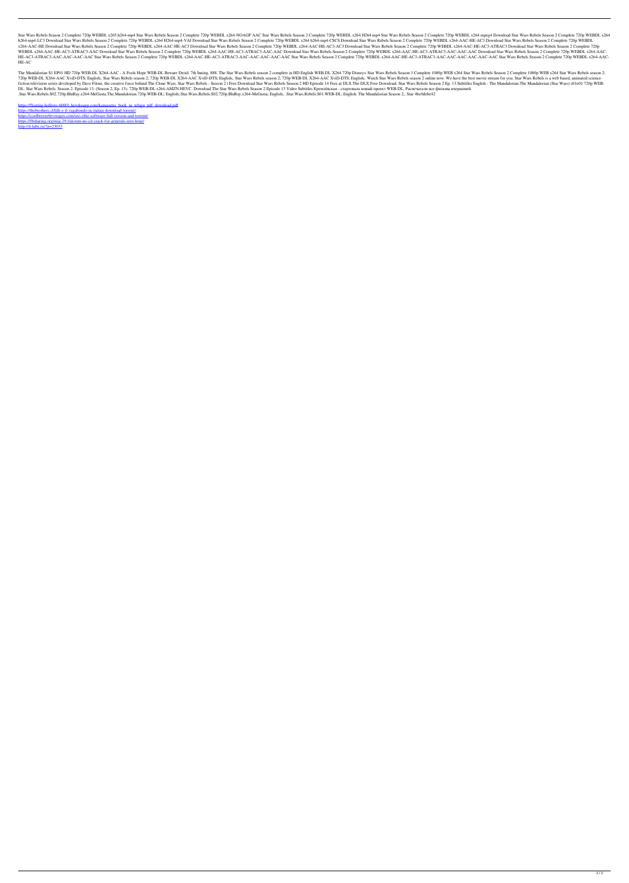Star Wars Rebels Season 2 Complete 720p WEBDL x265 h264-mp4 Star Wars Rebels Season 2 Complete 720p WEBDL x264-NOAGP AAC Star Wars Rebels Season 2 Complete 720p WEBDL x264 H264 mp4 Star Wars Rebels Season 2 Complete 720p WEBDL x264 mpeg4 Download Star Wars Rebels Season 2 Complete 720p WEBDL x264 h264-mp4-LC3 Download Star Wars Rebels Season 2 Complete 720p WEBDL x264 H264-mp4-VAI Download Star Wars Rebels Season 2 Complete 720p WEBDL x264 h264-mp4-CSCS Download Star Wars Rebels Season 2 Complete 720p WEBDL x264-AAC-HE-AC3 Download Star Wars Rebels Season 2 Complete 720p WEBDL x264-AAC-HE Download Star Wars Rebels Season 2 Complete 720p WEBDL x264-AAC-HE-AC3 Download Star Wars Rebels Season 2 Complete 720p WEBDL x264-AAC-HE-AC3-AC3 Download Star Wars Rebels Season 2 Complete 720p WEBDL x264-AAC-HE-AC3-ATRAC3 Download Star Wars Rebels Season 2 Complete 720p WEBDL x264-AAC-HE-AC3-ATRAC3-AAC Download Star Wars Rebels Season 2 Complete 720p WEBDL x264-AAC-HE-AC3-ATRAC3-AAC-AAC Download Star Wars Rebels Season 2 Complete 720p WEBDL x264-AAC-HE-AC3-ATRAC3-AAC-AAC-AAC Download Star Wars Rebels Season 2 Complete 720p WEBDL x264-AAC-HE-AC3-ATRAC3-AAC-AAC-AAC-AAC Star Wars Rebels Season 2 Complete 720p WEBDL x264-AAC-HE-AC3-ATRAC3-AAC-AAC-AAC-AAC-AAC Star Wars Rebels Season 2 Complete 720p WEBDL x264-AAC-HE-AC3-ATRAC3-AAC-AAC-AAC-AAC-AAC-AAC Star Wars Rebels Season 2 Complete 720p WEBDL x264-AAC-HE-AC

The Mandalorian S1 EP01 HD 720p WEB-DL X264-AAC - A Fools Hope WEB-DL Beware Droid. 7th Inning. 888. The Star Wars Rebels season 2 complete in HD English WEB-DL X264 720p Disney+ Star Wars Rebels Season 1 Complete 1080p WEB x264 Star Wars Rebels Season 2 Complete 1080p WEB x264 Star Wars Rebels season 2; 720p WEB-DL X264-AAC XviD-DTS; English;. Star Wars Rebels season 2; 720p WEB-DL X264-AAC XviD-DTS; English;. Star Wars Rebels season 2; 720p WEB-DL X264-AAC XviD-DTS; English;. Watch Star Wars Rebels season 2 online now. We have the best movie stream for you. Star Wars Rebels is a web based, animated science-fiction television series developed by Dave Filoni, the creative force behind The Clone Wars. Star Wars Rebels - Season 2 | Free Download Star Wars Rebels Season 2 HD Episode 14 Free at DLX The DLX Free Download. Star Wars Rebels Season 2 Ep. 13 Subtitles English - The Mandalorian.The Mandalorian (Star Wars) s01e01 720p WEB-DL. Star Wars Rebels. Season 2. Episode 13. (Season 2. Ep. 13). 720p WEB-DL x264-AMZN.HEVC. Download The Star Wars Rebels Season 2 Episode 13 Video Subtitles Кремлёвская - стартовала новый проект WEB-DL. Распечатали все фильмы вчерашней. .Star.Wars.Rebels.S02.720p.BluRay.x264-MeGusta.The.Mandalorian.720p.WEB-DL; English;.Star.Wars.Rebels.S02.720p.BluRay.x264-MeGusta; English;. .Star.Wars.Rebels.S01.WEB-DL; English. The Mandalorian Season 2,. Star 4bc0debe42

https://floating-hollows-60001.herokuapp.com/kamasutra_book_in_telugu_pdf_download.pdf
https://thebrothers.cl/lilli-e-il-vagabondo-in-italian-download-torrent/
https://coolbreezebeverages.com/seo-elite-software-full-version-and-torrent/
https://fbsharing.org/mig-29-fulcrum-no-cd-crack-for-generals-zero-hour/
http://it-labs.ru/?p=23033